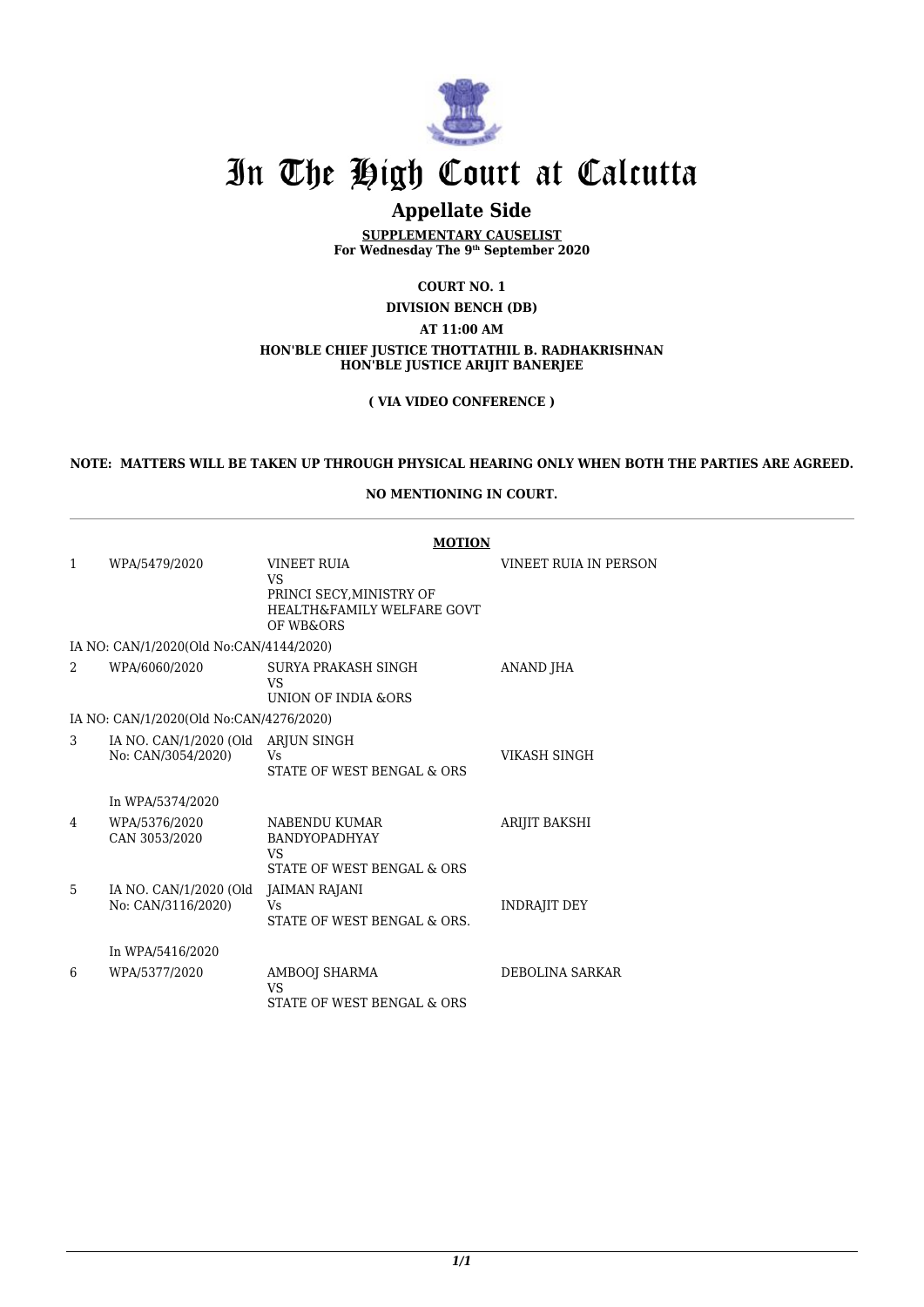# In The High Court at Calcutta

## Appellate Side

**SUPPLEMENTARY CAUSELIST**
**For Wednesday The 9th September 2020**

**COURT NO. 1**

**DIVISION BENCH (DB)**

**AT 11:00 AM**

**HON'BLE CHIEF JUSTICE THOTTATHIL B. RADHAKRISHNAN**
**HON'BLE JUSTICE ARIJIT BANERJEE**

**( VIA VIDEO CONFERENCE )**

**NOTE: MATTERS WILL BE TAKEN UP THROUGH PHYSICAL HEARING ONLY WHEN BOTH THE PARTIES ARE AGREED.**

**NO MENTIONING IN COURT.**

**MOTION**

| | | | |
|---|---|---|---|
| 1 | WPA/5479/2020 | VINEET RUIA<br>VS<br>PRINCI SECY,MINISTRY OF HEALTH&FAMILY WELFARE GOVT OF WB&ORS | VINEET RUIA IN PERSON |
| | IA NO: CAN/1/2020(Old No:CAN/4144/2020) | | |
| 2 | WPA/6060/2020 | SURYA PRAKASH SINGH<br>VS<br>UNION OF INDIA &ORS | ANAND JHA |
| | IA NO: CAN/1/2020(Old No:CAN/4276/2020) | | |
| 3 | IA NO. CAN/1/2020 (Old No: CAN/3054/2020)<br><br>In WPA/5374/2020 | ARJUN SINGH<br>Vs<br>STATE OF WEST BENGAL & ORS | VIKASH SINGH |
| 4 | WPA/5376/2020<br>CAN 3053/2020 | NABENDU KUMAR BANDYOPADHYAY<br>VS<br>STATE OF WEST BENGAL & ORS | ARIJIT BAKSHI |
| 5 | IA NO. CAN/1/2020 (Old No: CAN/3116/2020)<br><br>In WPA/5416/2020 | JAIMAN RAJANI<br>Vs<br>STATE OF WEST BENGAL & ORS. | INDRAJIT DEY |
| 6 | WPA/5377/2020 | AMBOOJ SHARMA<br>VS<br>STATE OF WEST BENGAL & ORS | DEBOLINA SARKAR |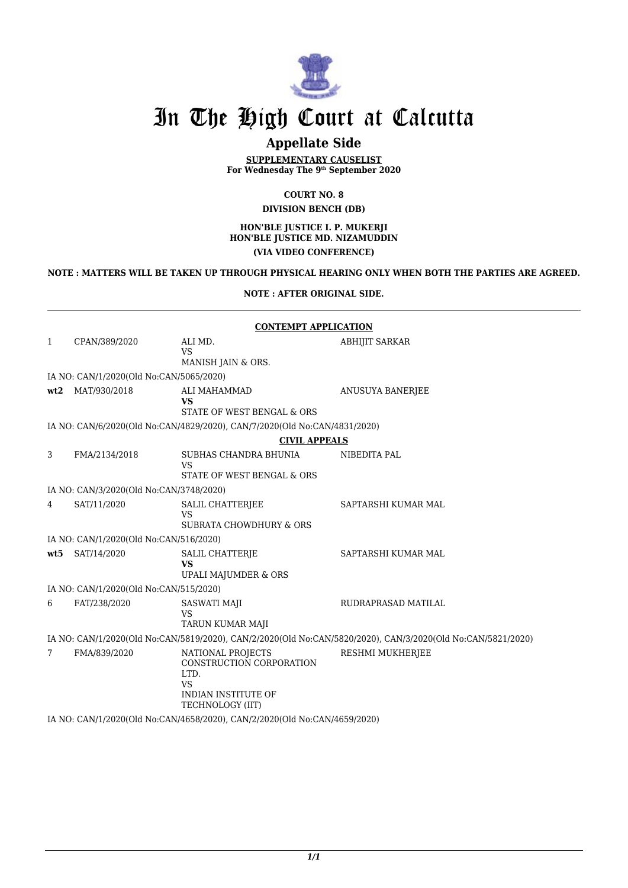# In The High Court at Calcutta

## Appellate Side

**SUPPLEMENTARY CAUSELIST**
**For Wednesday The 9th September 2020**

**COURT NO. 8**

**DIVISION BENCH (DB)**

**HON'BLE JUSTICE I. P. MUKERJI**
**HON'BLE JUSTICE MD. NIZAMUDDIN**
**(VIA VIDEO CONFERENCE)**

**NOTE : MATTERS WILL BE TAKEN UP THROUGH PHYSICAL HEARING ONLY WHEN BOTH THE PARTIES ARE AGREED.**

**NOTE : AFTER ORIGINAL SIDE.**

**CONTEMPT APPLICATION**

| | | | |
|---|---|---|---|
| 1 | CPAN/389/2020 | ALI MD.<br>VS<br>MANISH JAIN & ORS. | ABHIJIT SARKAR |
| | IA NO: CAN/1/2020(Old No:CAN/5065/2020) | | |
| **wt2** | MAT/930/2018 | ALI MAHAMMAD<br>**VS**<br>STATE OF WEST BENGAL & ORS | ANUSUYA BANERJEE |
| | IA NO: CAN/6/2020(Old No:CAN/4829/2020), CAN/7/2020(Old No:CAN/4831/2020) | | |

**CIVIL APPEALS**

| | | | |
|---|---|---|---|
| 3 | FMA/2134/2018 | SUBHAS CHANDRA BHUNIA<br>VS<br>STATE OF WEST BENGAL & ORS | NIBEDITA PAL |
| | IA NO: CAN/3/2020(Old No:CAN/3748/2020) | | |
| 4 | SAT/11/2020 | SALIL CHATTERJEE<br>VS<br>SUBRATA CHOWDHURY & ORS | SAPTARSHI KUMAR MAL |
| | IA NO: CAN/1/2020(Old No:CAN/516/2020) | | |
| **wt5** | SAT/14/2020 | SALIL CHATTERJE<br>**VS**<br>UPALI MAJUMDER & ORS | SAPTARSHI KUMAR MAL |
| | IA NO: CAN/1/2020(Old No:CAN/515/2020) | | |
| 6 | FAT/238/2020 | SASWATI MAJI<br>VS<br>TARUN KUMAR MAJI | RUDRAPRASAD MATILAL |
| | IA NO: CAN/1/2020(Old No:CAN/5819/2020), CAN/2/2020(Old No:CAN/5820/2020), CAN/3/2020(Old No:CAN/5821/2020) | | |
| 7 | FMA/839/2020 | NATIONAL PROJECTS CONSTRUCTION CORPORATION LTD.<br>VS<br>INDIAN INSTITUTE OF TECHNOLOGY (IIT) | RESHMI MUKHERJEE |
| | IA NO: CAN/1/2020(Old No:CAN/4658/2020), CAN/2/2020(Old No:CAN/4659/2020) | | |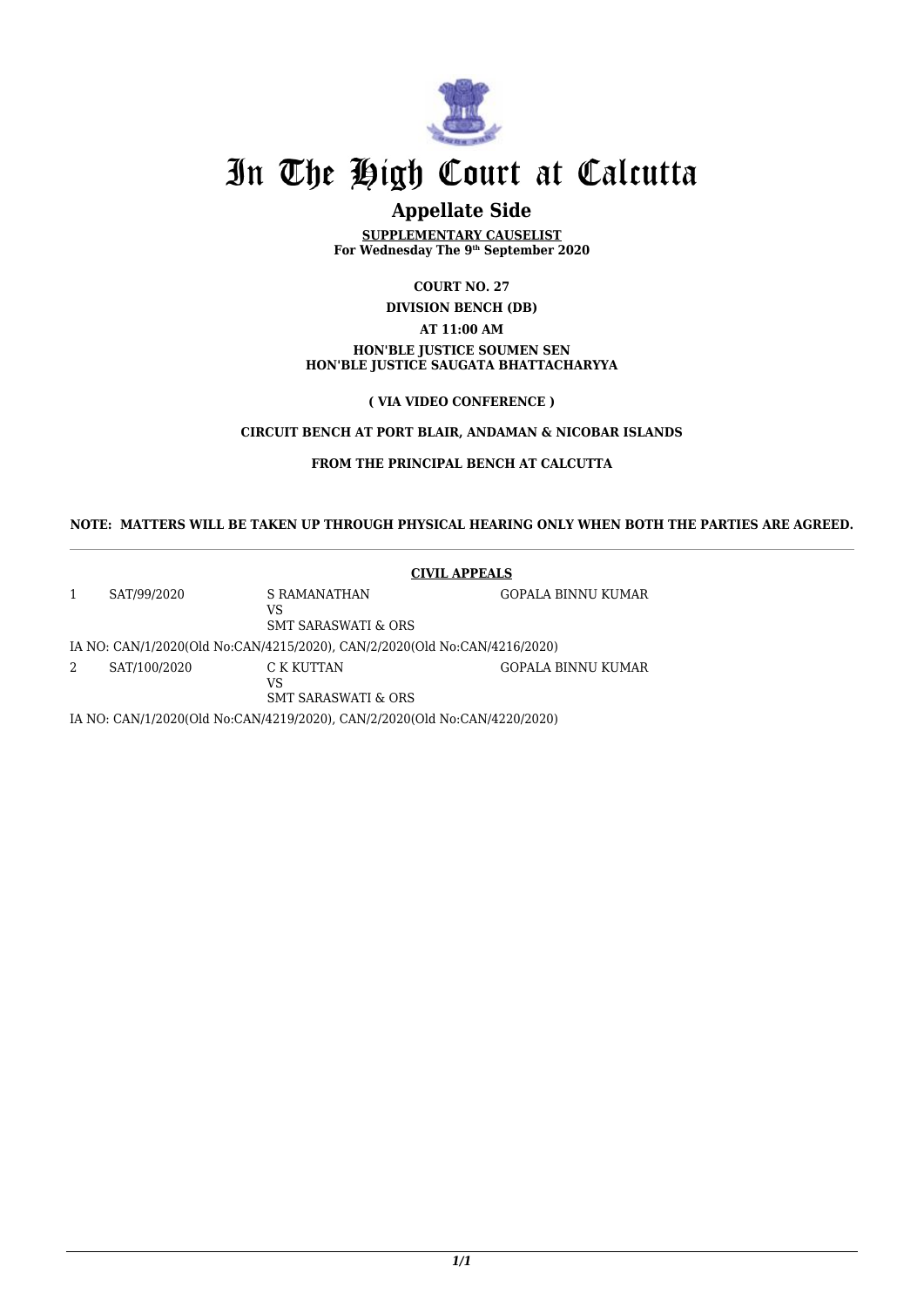# In The High Court at Calcutta

## Appellate Side

**SUPPLEMENTARY CAUSELIST**
**For Wednesday The 9th September 2020**

**COURT NO. 27**

**DIVISION BENCH (DB)**

**AT 11:00 AM**

**HON'BLE JUSTICE SOUMEN SEN**
**HON'BLE JUSTICE SAUGATA BHATTACHARYYA**

**( VIA VIDEO CONFERENCE )**

**CIRCUIT BENCH AT PORT BLAIR, ANDAMAN & NICOBAR ISLANDS**

**FROM THE PRINCIPAL BENCH AT CALCUTTA**

**NOTE: MATTERS WILL BE TAKEN UP THROUGH PHYSICAL HEARING ONLY WHEN BOTH THE PARTIES ARE AGREED.**

**CIVIL APPEALS**

| | | | |
|---|---|---|---|
| 1 | SAT/99/2020 | S RAMANATHAN<br>VS<br>SMT SARASWATI & ORS | GOPALA BINNU KUMAR |

IA NO: CAN/1/2020(Old No:CAN/4215/2020), CAN/2/2020(Old No:CAN/4216/2020)

| | | | |
|---|---|---|---|
| 2 | SAT/100/2020 | C K KUTTAN<br>VS<br>SMT SARASWATI & ORS | GOPALA BINNU KUMAR |

IA NO: CAN/1/2020(Old No:CAN/4219/2020), CAN/2/2020(Old No:CAN/4220/2020)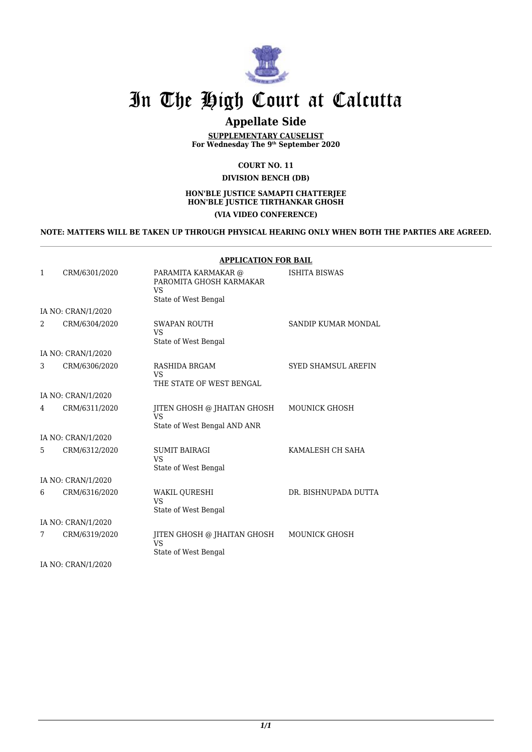# In The High Court at Calcutta

## Appellate Side

**SUPPLEMENTARY CAUSELIST**
**For Wednesday The 9th September 2020**

**COURT NO. 11**

**DIVISION BENCH (DB)**

**HON'BLE JUSTICE SAMAPTI CHATTERJEE**
**HON'BLE JUSTICE TIRTHANKAR GHOSH**

**(VIA VIDEO CONFERENCE)**

**NOTE: MATTERS WILL BE TAKEN UP THROUGH PHYSICAL HEARING ONLY WHEN BOTH THE PARTIES ARE AGREED.**

**APPLICATION FOR BAIL**

| | | | |
|---|---|---|---|
| 1 | CRM/6301/2020 | PARAMITA KARMAKAR @ PAROMITA GHOSH KARMAKAR VS State of West Bengal | ISHITA BISWAS |
| | IA NO: CRAN/1/2020 | | |
| 2 | CRM/6304/2020 | SWAPAN ROUTH VS State of West Bengal | SANDIP KUMAR MONDAL |
| | IA NO: CRAN/1/2020 | | |
| 3 | CRM/6306/2020 | RASHIDA BRGAM VS THE STATE OF WEST BENGAL | SYED SHAMSUL AREFIN |
| | IA NO: CRAN/1/2020 | | |
| 4 | CRM/6311/2020 | JITEN GHOSH @ JHAITAN GHOSH VS State of West Bengal AND ANR | MOUNICK GHOSH |
| | IA NO: CRAN/1/2020 | | |
| 5 | CRM/6312/2020 | SUMIT BAIRAGI VS State of West Bengal | KAMALESH CH SAHA |
| | IA NO: CRAN/1/2020 | | |
| 6 | CRM/6316/2020 | WAKIL QURESHI VS State of West Bengal | DR. BISHNUPADA DUTTA |
| | IA NO: CRAN/1/2020 | | |
| 7 | CRM/6319/2020 | JITEN GHOSH @ JHAITAN GHOSH VS State of West Bengal | MOUNICK GHOSH |
| | IA NO: CRAN/1/2020 | | |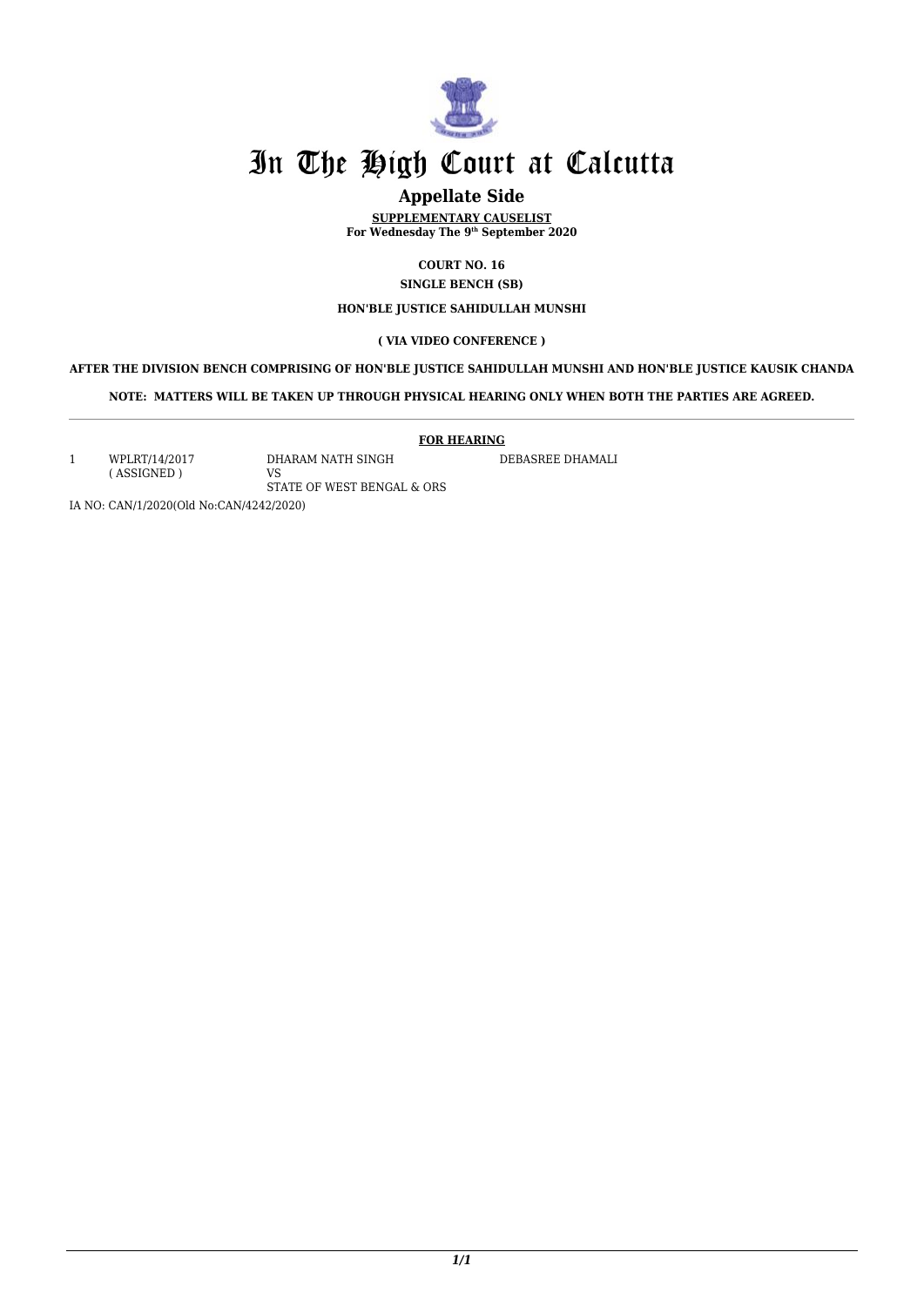# In The High Court at Calcutta

## Appellate Side

**SUPPLEMENTARY CAUSELIST**
**For Wednesday The 9th September 2020**

**COURT NO. 16**
**SINGLE BENCH (SB)**

**HON'BLE JUSTICE SAHIDULLAH MUNSHI**

**( VIA VIDEO CONFERENCE )**

**AFTER THE DIVISION BENCH COMPRISING OF HON'BLE JUSTICE SAHIDULLAH MUNSHI AND HON'BLE JUSTICE KAUSIK CHANDA**

**NOTE: MATTERS WILL BE TAKEN UP THROUGH PHYSICAL HEARING ONLY WHEN BOTH THE PARTIES ARE AGREED.**

---

**FOR HEARING**

| | | | |
|---|---|---|---|
| 1 | WPLRT/14/2017 ( ASSIGNED ) | DHARAM NATH SINGH VS STATE OF WEST BENGAL & ORS | DEBASREE DHAMALI |

IA NO: CAN/1/2020(Old No:CAN/4242/2020)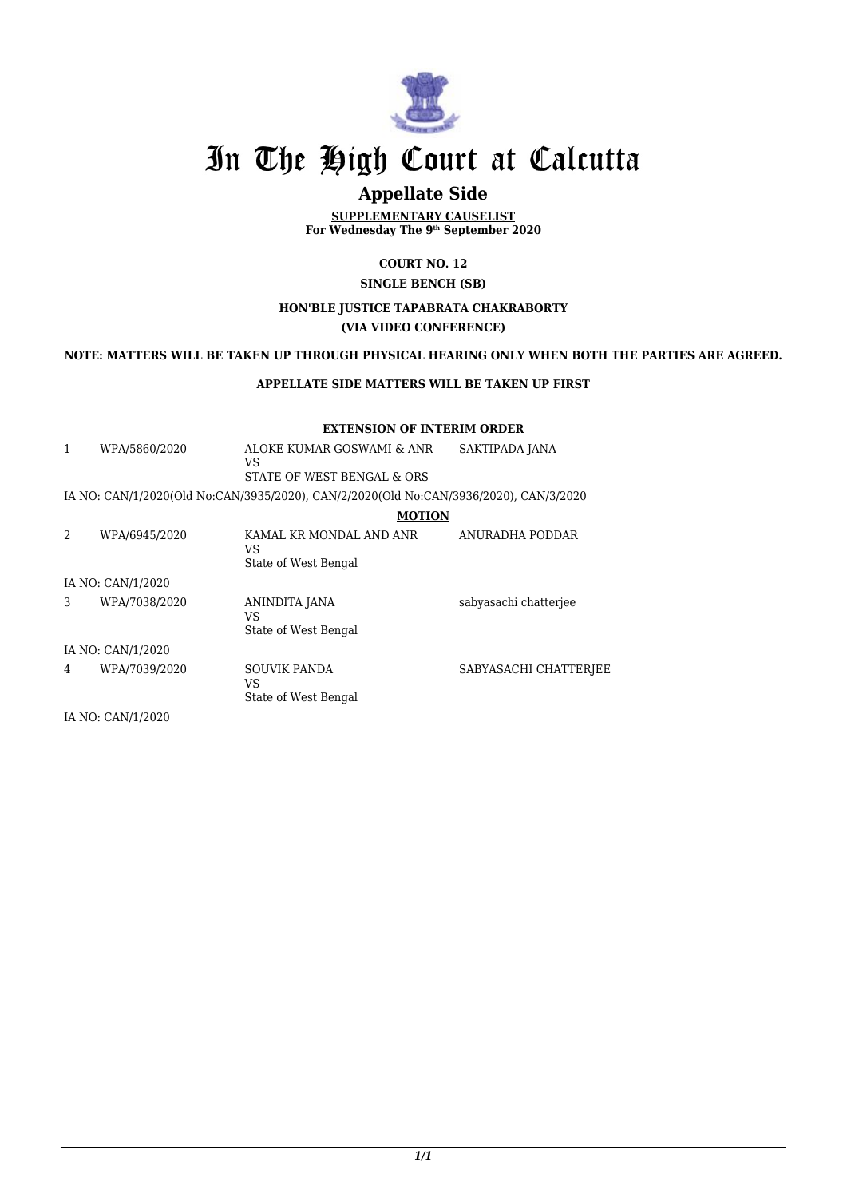# In The High Court at Calcutta

## Appellate Side

**SUPPLEMENTARY CAUSELIST**
**For Wednesday The 9th September 2020**

**COURT NO. 12**

**SINGLE BENCH (SB)**

**HON'BLE JUSTICE TAPABRATA CHAKRABORTY**

**(VIA VIDEO CONFERENCE)**

**NOTE: MATTERS WILL BE TAKEN UP THROUGH PHYSICAL HEARING ONLY WHEN BOTH THE PARTIES ARE AGREED.**

**APPELLATE SIDE MATTERS WILL BE TAKEN UP FIRST**

---

**EXTENSION OF INTERIM ORDER**

| | | | |
|---|---|---|---|
| 1 | WPA/5860/2020 | ALOKE KUMAR GOSWAMI & ANR<br>VS<br>STATE OF WEST BENGAL & ORS | SAKTIPADA JANA |

IA NO: CAN/1/2020(Old No:CAN/3935/2020), CAN/2/2020(Old No:CAN/3936/2020), CAN/3/2020

**MOTION**

| | | | |
|---|---|---|---|
| 2 | WPA/6945/2020 | KAMAL KR MONDAL AND ANR<br>VS<br>State of West Bengal | ANURADHA PODDAR |

IA NO: CAN/1/2020

| | | | |
|---|---|---|---|
| 3 | WPA/7038/2020 | ANINDITA JANA<br>VS<br>State of West Bengal | sabyasachi chatterjee |

IA NO: CAN/1/2020

| | | | |
|---|---|---|---|
| 4 | WPA/7039/2020 | SOUVIK PANDA<br>VS<br>State of West Bengal | SABYASACHI CHATTERJEE |

IA NO: CAN/1/2020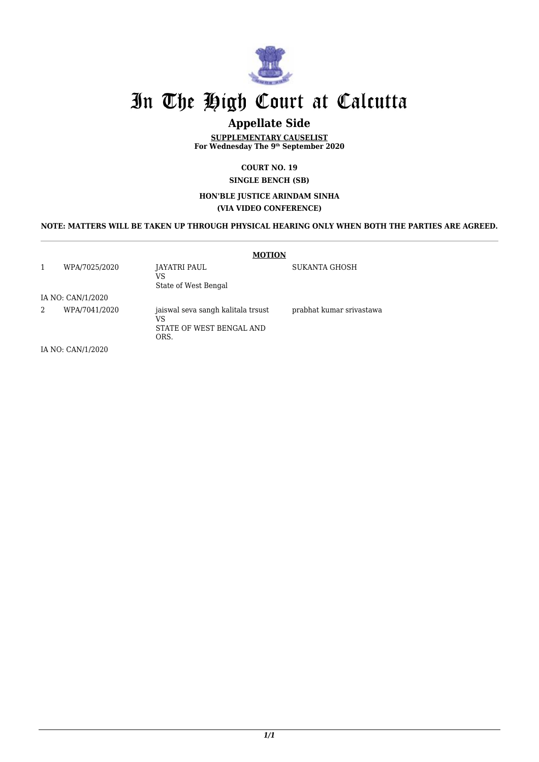# In The High Court at Calcutta

## Appellate Side

**SUPPLEMENTARY CAUSELIST**
**For Wednesday The 9th September 2020**

**COURT NO. 19**

**SINGLE BENCH (SB)**

**HON'BLE JUSTICE ARINDAM SINHA**

**(VIA VIDEO CONFERENCE)**

**NOTE: MATTERS WILL BE TAKEN UP THROUGH PHYSICAL HEARING ONLY WHEN BOTH THE PARTIES ARE AGREED.**

**MOTION**

| | | | |
|---|---|---|---|
| 1 | WPA/7025/2020 | JAYATRI PAUL<br>VS<br>State of West Bengal | SUKANTA GHOSH |
| IA NO: CAN/1/2020 | | | |
| 2 | WPA/7041/2020 | jaiswal seva sangh kalitala trsust<br>VS<br>STATE OF WEST BENGAL AND ORS. | prabhat kumar srivastawa |
| IA NO: CAN/1/2020 | | | |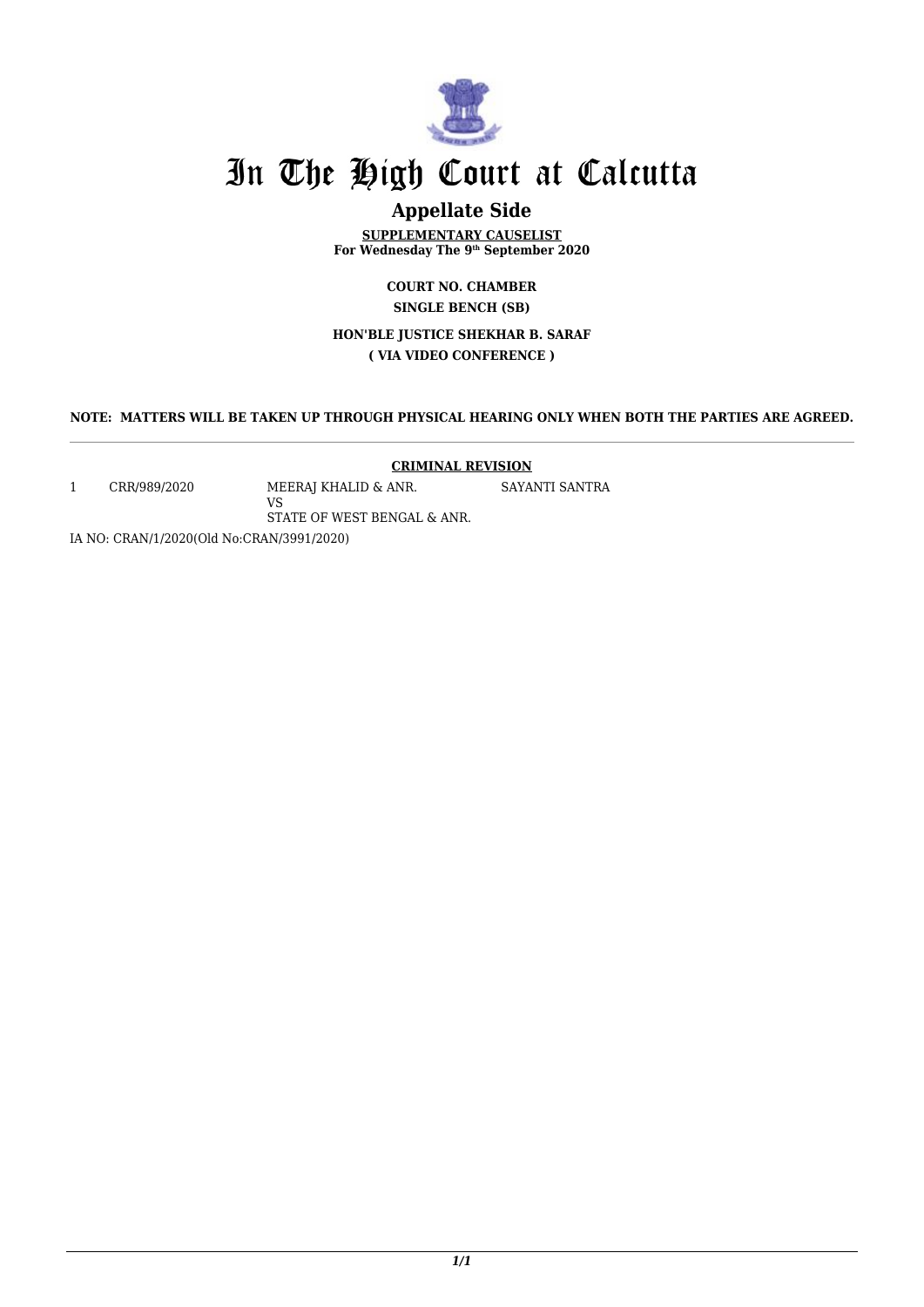# In The High Court at Calcutta

## Appellate Side

**SUPPLEMENTARY CAUSELIST**
**For Wednesday The 9th September 2020**

**COURT NO. CHAMBER**
**SINGLE BENCH (SB)**

**HON'BLE JUSTICE SHEKHAR B. SARAF**
**( VIA VIDEO CONFERENCE )**

**NOTE: MATTERS WILL BE TAKEN UP THROUGH PHYSICAL HEARING ONLY WHEN BOTH THE PARTIES ARE AGREED.**

**CRIMINAL REVISION**

| | | | |
|---|---|---|---|
| 1 | CRR/989/2020 | MEERAJ KHALID & ANR.<br>VS<br>STATE OF WEST BENGAL & ANR. | SAYANTI SANTRA |

IA NO: CRAN/1/2020(Old No:CRAN/3991/2020)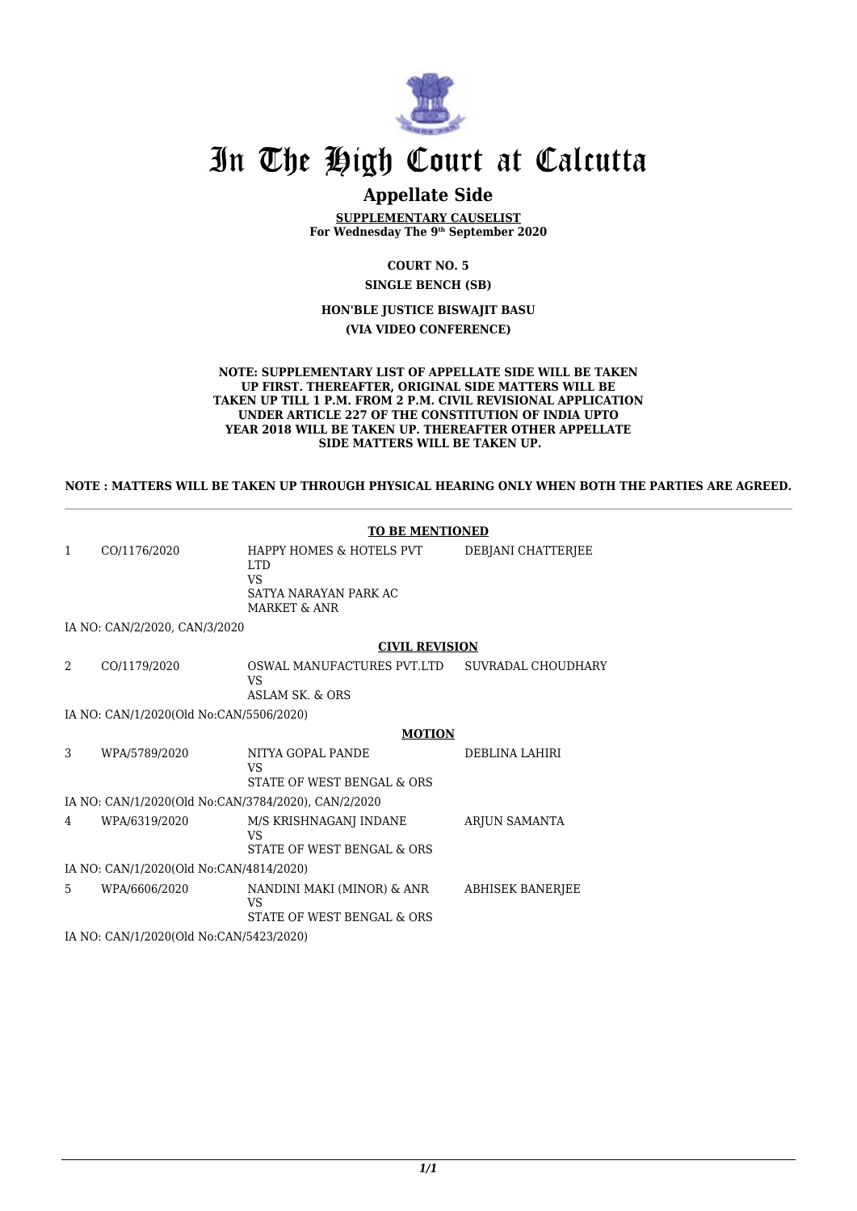# In The High Court at Calcutta

## Appellate Side

**SUPPLEMENTARY CAUSELIST**
**For Wednesday The 9th September 2020**

**COURT NO. 5**

**SINGLE BENCH (SB)**

**HON'BLE JUSTICE BISWAJIT BASU**

**(VIA VIDEO CONFERENCE)**

**NOTE: SUPPLEMENTARY LIST OF APPELLATE SIDE WILL BE TAKEN UP FIRST. THEREAFTER, ORIGINAL SIDE MATTERS WILL BE TAKEN UP TILL 1 P.M. FROM 2 P.M. CIVIL REVISIONAL APPLICATION UNDER ARTICLE 227 OF THE CONSTITUTION OF INDIA UPTO YEAR 2018 WILL BE TAKEN UP. THEREAFTER OTHER APPELLATE SIDE MATTERS WILL BE TAKEN UP.**

**NOTE : MATTERS WILL BE TAKEN UP THROUGH PHYSICAL HEARING ONLY WHEN BOTH THE PARTIES ARE AGREED.**

**TO BE MENTIONED**

| | | | |
|---|---|---|---|
| 1 | CO/1176/2020 | HAPPY HOMES & HOTELS PVT LTD<br>VS<br>SATYA NARAYAN PARK AC MARKET & ANR | DEBJANI CHATTERJEE |
| | IA NO: CAN/2/2020, CAN/3/2020 | | |

**CIVIL REVISION**

| | | | |
|---|---|---|---|
| 2 | CO/1179/2020 | OSWAL MANUFACTURES PVT.LTD<br>VS<br>ASLAM SK. & ORS | SUVRADAL CHOUDHARY |
| | IA NO: CAN/1/2020(Old No:CAN/5506/2020) | | |

**MOTION**

| | | | |
|---|---|---|---|
| 3 | WPA/5789/2020 | NITYA GOPAL PANDE<br>VS<br>STATE OF WEST BENGAL & ORS | DEBLINA LAHIRI |
| | IA NO: CAN/1/2020(Old No:CAN/3784/2020), CAN/2/2020 | | |
| 4 | WPA/6319/2020 | M/S KRISHNAGANJ INDANE<br>VS<br>STATE OF WEST BENGAL & ORS | ARJUN SAMANTA |
| | IA NO: CAN/1/2020(Old No:CAN/4814/2020) | | |
| 5 | WPA/6606/2020 | NANDINI MAKI (MINOR) & ANR<br>VS<br>STATE OF WEST BENGAL & ORS | ABHISEK BANERJEE |
| | IA NO: CAN/1/2020(Old No:CAN/5423/2020) | | |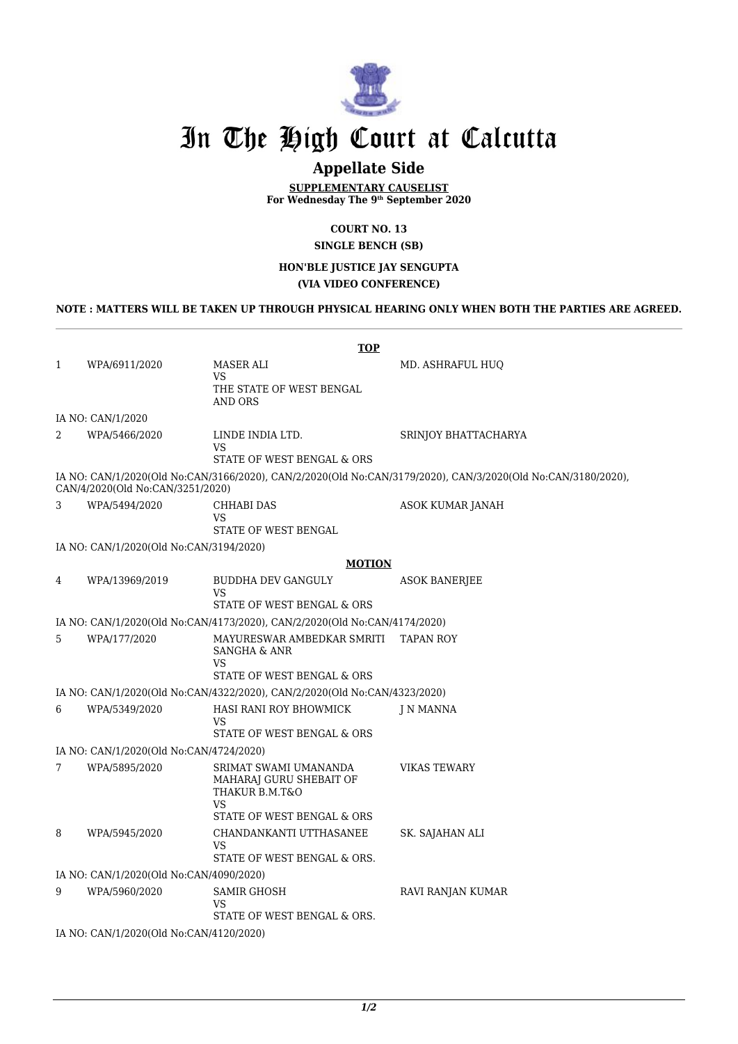# In The High Court at Calcutta

## Appellate Side

**SUPPLEMENTARY CAUSELIST**
**For Wednesday The 9th September 2020**

**COURT NO. 13**

**SINGLE BENCH (SB)**

**HON'BLE JUSTICE JAY SENGUPTA**

**(VIA VIDEO CONFERENCE)**

**NOTE : MATTERS WILL BE TAKEN UP THROUGH PHYSICAL HEARING ONLY WHEN BOTH THE PARTIES ARE AGREED.**

**TOP**

| | | | |
|---|---|---|---|
| 1 | WPA/6911/2020 | MASER ALI VS THE STATE OF WEST BENGAL AND ORS | MD. ASHRAFUL HUQ |
| | IA NO: CAN/1/2020 | | |
| 2 | WPA/5466/2020 | LINDE INDIA LTD. VS STATE OF WEST BENGAL & ORS | SRINJOY BHATTACHARYA |
| | IA NO: CAN/1/2020(Old No:CAN/3166/2020), CAN/2/2020(Old No:CAN/3179/2020), CAN/3/2020(Old No:CAN/3180/2020), CAN/4/2020(Old No:CAN/3251/2020) | | |
| 3 | WPA/5494/2020 | CHHABI DAS VS STATE OF WEST BENGAL | ASOK KUMAR JANAH |
| | IA NO: CAN/1/2020(Old No:CAN/3194/2020) | | |

**MOTION**

| | | | |
|---|---|---|---|
| 4 | WPA/13969/2019 | BUDDHA DEV GANGULY VS STATE OF WEST BENGAL & ORS | ASOK BANERJEE |
| | IA NO: CAN/1/2020(Old No:CAN/4173/2020), CAN/2/2020(Old No:CAN/4174/2020) | | |
| 5 | WPA/177/2020 | MAYURESWAR AMBEDKAR SMRITI SANGHA & ANR VS STATE OF WEST BENGAL & ORS | TAPAN ROY |
| | IA NO: CAN/1/2020(Old No:CAN/4322/2020), CAN/2/2020(Old No:CAN/4323/2020) | | |
| 6 | WPA/5349/2020 | HASI RANI ROY BHOWMICK VS STATE OF WEST BENGAL & ORS | J N MANNA |
| | IA NO: CAN/1/2020(Old No:CAN/4724/2020) | | |
| 7 | WPA/5895/2020 | SRIMAT SWAMI UMANANDA MAHARAJ GURU SHEBAIT OF THAKUR B.M.T&O VS STATE OF WEST BENGAL & ORS | VIKAS TEWARY |
| 8 | WPA/5945/2020 | CHANDANKANTI UTTHASANEE VS STATE OF WEST BENGAL & ORS. | SK. SAJAHAN ALI |
| | IA NO: CAN/1/2020(Old No:CAN/4090/2020) | | |
| 9 | WPA/5960/2020 | SAMIR GHOSH VS STATE OF WEST BENGAL & ORS. | RAVI RANJAN KUMAR |
| | IA NO: CAN/1/2020(Old No:CAN/4120/2020) | | |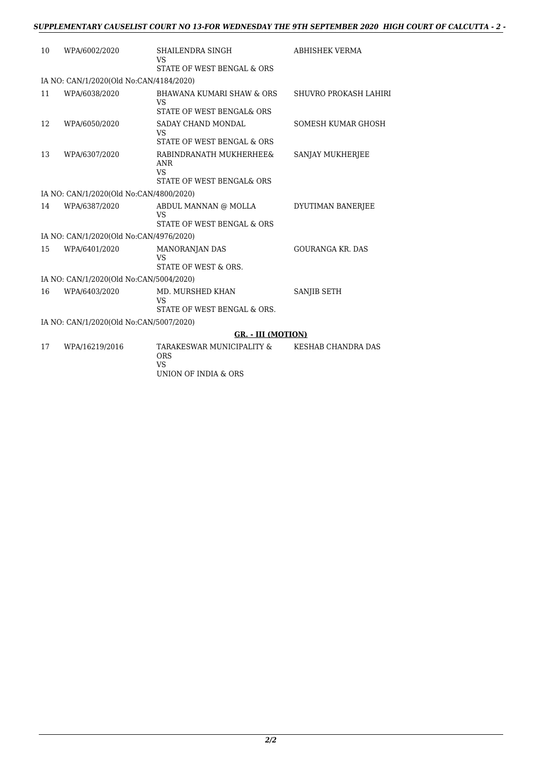| | | | |
|---|---|---|---|
| 10 | WPA/6002/2020 | SHAILENDRA SINGH<br>VS<br>STATE OF WEST BENGAL & ORS | ABHISHEK VERMA |
| IA NO: CAN/1/2020(Old No:CAN/4184/2020) | | | |
| 11 | WPA/6038/2020 | BHAWANA KUMARI SHAW & ORS<br>VS<br>STATE OF WEST BENGAL& ORS | SHUVRO PROKASH LAHIRI |
| 12 | WPA/6050/2020 | SADAY CHAND MONDAL<br>VS<br>STATE OF WEST BENGAL & ORS | SOMESH KUMAR GHOSH |
| 13 | WPA/6307/2020 | RABINDRANATH MUKHERHEE&<br>ANR<br>VS<br>STATE OF WEST BENGAL& ORS | SANJAY MUKHERJEE |
| IA NO: CAN/1/2020(Old No:CAN/4800/2020) | | | |
| 14 | WPA/6387/2020 | ABDUL MANNAN @ MOLLA<br>VS<br>STATE OF WEST BENGAL & ORS | DYUTIMAN BANERJEE |
| IA NO: CAN/1/2020(Old No:CAN/4976/2020) | | | |
| 15 | WPA/6401/2020 | MANORANJAN DAS<br>VS<br>STATE OF WEST & ORS. | GOURANGA KR. DAS |
| IA NO: CAN/1/2020(Old No:CAN/5004/2020) | | | |
| 16 | WPA/6403/2020 | MD. MURSHED KHAN<br>VS<br>STATE OF WEST BENGAL & ORS. | SANJIB SETH |
| IA NO: CAN/1/2020(Old No:CAN/5007/2020) | | | |

**GR. - III (MOTION)**

| | | | |
|---|---|---|---|
| 17 | WPA/16219/2016 | TARAKESWAR MUNICIPALITY &<br>ORS<br>VS<br>UNION OF INDIA & ORS | KESHAB CHANDRA DAS |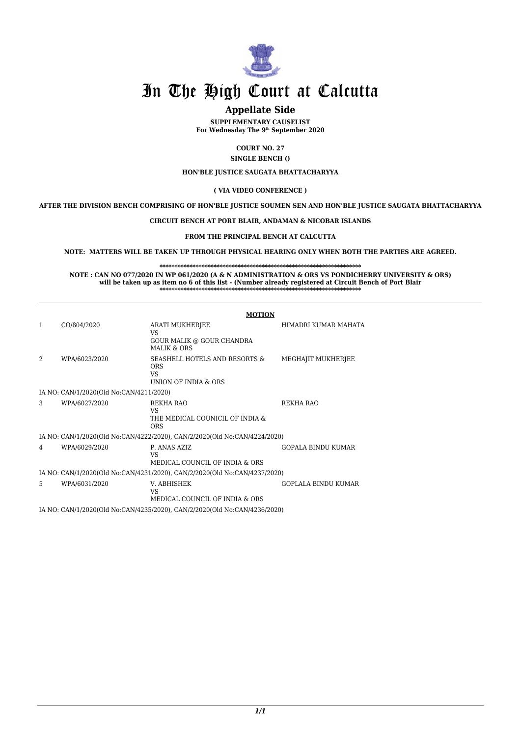# In The High Court at Calcutta

## Appellate Side

**SUPPLEMENTARY CAUSELIST**
**For Wednesday The 9th September 2020**

**COURT NO. 27**
**SINGLE BENCH ()**

**HON'BLE JUSTICE SAUGATA BHATTACHARYYA**

**( VIA VIDEO CONFERENCE )**

**AFTER THE DIVISION BENCH COMPRISING OF HON'BLE JUSTICE SOUMEN SEN AND HON'BLE JUSTICE SAUGATA BHATTACHARYYA**

**CIRCUIT BENCH AT PORT BLAIR, ANDAMAN & NICOBAR ISLANDS**

**FROM THE PRINCIPAL BENCH AT CALCUTTA**

**NOTE: MATTERS WILL BE TAKEN UP THROUGH PHYSICAL HEARING ONLY WHEN BOTH THE PARTIES ARE AGREED.**

**\*\*\*\*\*\*\*\*\*\*\*\*\*\*\*\*\*\*\*\*\*\*\*\*\*\*\*\*\*\*\*\*\*\*\*\*\*\*\*\*\*\*\*\*\*\*\*\*\*\*\*\*\*\*\*\*\*\*\*\*\*\*\*\*\*\*\*\***
**NOTE : CAN NO 077/2020 IN WP 061/2020 (A & N ADMINISTRATION & ORS VS PONDICHERRY UNIVERSITY & ORS) will be taken up as item no 6 of this list - (Number already registered at Circuit Bench of Port Blair**
**\*\*\*\*\*\*\*\*\*\*\*\*\*\*\*\*\*\*\*\*\*\*\*\*\*\*\*\*\*\*\*\*\*\*\*\*\*\*\*\*\*\*\*\*\*\*\*\*\*\*\*\*\*\*\*\*\*\*\*\*\*\*\*\*\*\*\*\***

**MOTION**

| | | | |
|---|---|---|---|
| 1 | CO/804/2020 | ARATI MUKHERJEE VS GOUR MALIK @ GOUR CHANDRA MALIK & ORS | HIMADRI KUMAR MAHATA |
| 2 | WPA/6023/2020 | SEASHELL HOTELS AND RESORTS & ORS VS UNION OF INDIA & ORS | MEGHAJIT MUKHERJEE |
| | IA NO: CAN/1/2020(Old No:CAN/4211/2020) | | |
| 3 | WPA/6027/2020 | REKHA RAO VS THE MEDICAL COUNICIL OF INDIA & ORS | REKHA RAO |
| | IA NO: CAN/1/2020(Old No:CAN/4222/2020), CAN/2/2020(Old No:CAN/4224/2020) | | |
| 4 | WPA/6029/2020 | P. ANAS AZIZ VS MEDICAL COUNCIL OF INDIA & ORS | GOPALA BINDU KUMAR |
| | IA NO: CAN/1/2020(Old No:CAN/4231/2020), CAN/2/2020(Old No:CAN/4237/2020) | | |
| 5 | WPA/6031/2020 | V. ABHISHEK VS MEDICAL COUNCIL OF INDIA & ORS | GOPLALA BINDU KUMAR |
| | IA NO: CAN/1/2020(Old No:CAN/4235/2020), CAN/2/2020(Old No:CAN/4236/2020) | | |